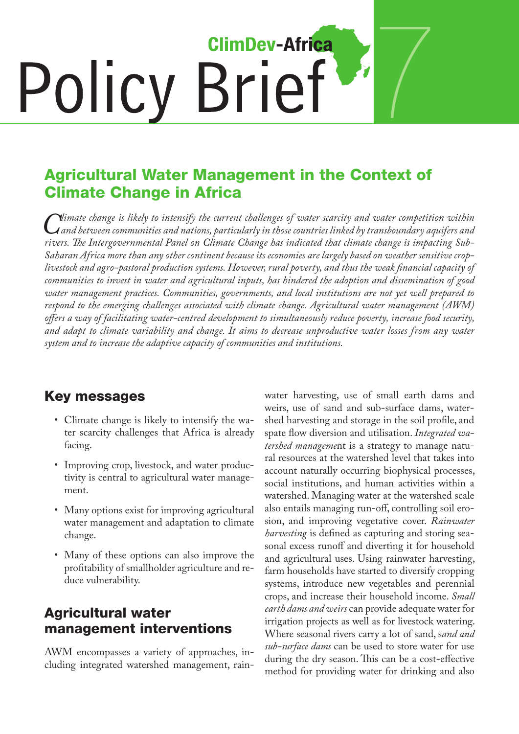ClimDev-Africa

# Policy Brief 7

## Agricultural Water Management in the Context of Climate Change in Africa

*Climate change is likely to intensify the current challenges of water scarcity and water competition within and between communities and nations, particularly in those countries linked by transboundary aquifers and rivers. The Intergovernmental Panel on Climate Change has indicated that climate change is impacting Sub-Saharan Africa more than any other continent because its economies are largely based on weather sensitive crop-livestock and agro-pastoral production systems. However, rural poverty, and thus the weak financial capacity of communities to invest in water and agricultural inputs, has hindered the adoption and dissemination of good water management practices. Communities, governments, and local institutions are not yet well prepared to respond to the emerging challenges associated with climate change. Agricultural water management (AWM) offers a way of facilitating water-centred development to simultaneously reduce poverty, increase food security, and adapt to climate variability and change. It aims to decrease unproductive water losses from any water system and to increase the adaptive capacity of communities and institutions.*

### Key messages

- Climate change is likely to intensify the water scarcity challenges that Africa is already facing.
- Improving crop, livestock, and water productivity is central to agricultural water management.
- Many options exist for improving agricultural water management and adaptation to climate change.
- Many of these options can also improve the profitability of smallholder agriculture and reduce vulnerability.

### Agricultural water management interventions

AWM encompasses a variety of approaches, including integrated watershed management, rainwater harvesting, use of small earth dams and weirs, use of sand and sub-surface dams, watershed harvesting and storage in the soil profile, and spate flow diversion and utilisation. *Integrated watershed management* is a strategy to manage natural resources at the watershed level that takes into account naturally occurring biophysical processes, social institutions, and human activities within a watershed. Managing water at the watershed scale also entails managing run-off, controlling soil erosion, and improving vegetative cover. *Rainwater harvesting* is defined as capturing and storing seasonal excess runoff and diverting it for household and agricultural uses. Using rainwater harvesting, farm households have started to diversify cropping systems, introduce new vegetables and perennial crops, and increase their household income. *Small earth dams and weirs* can provide adequate water for irrigation projects as well as for livestock watering. Where seasonal rivers carry a lot of sand, *sand and sub-surface dams* can be used to store water for use during the dry season. This can be a cost-effective method for providing water for drinking and also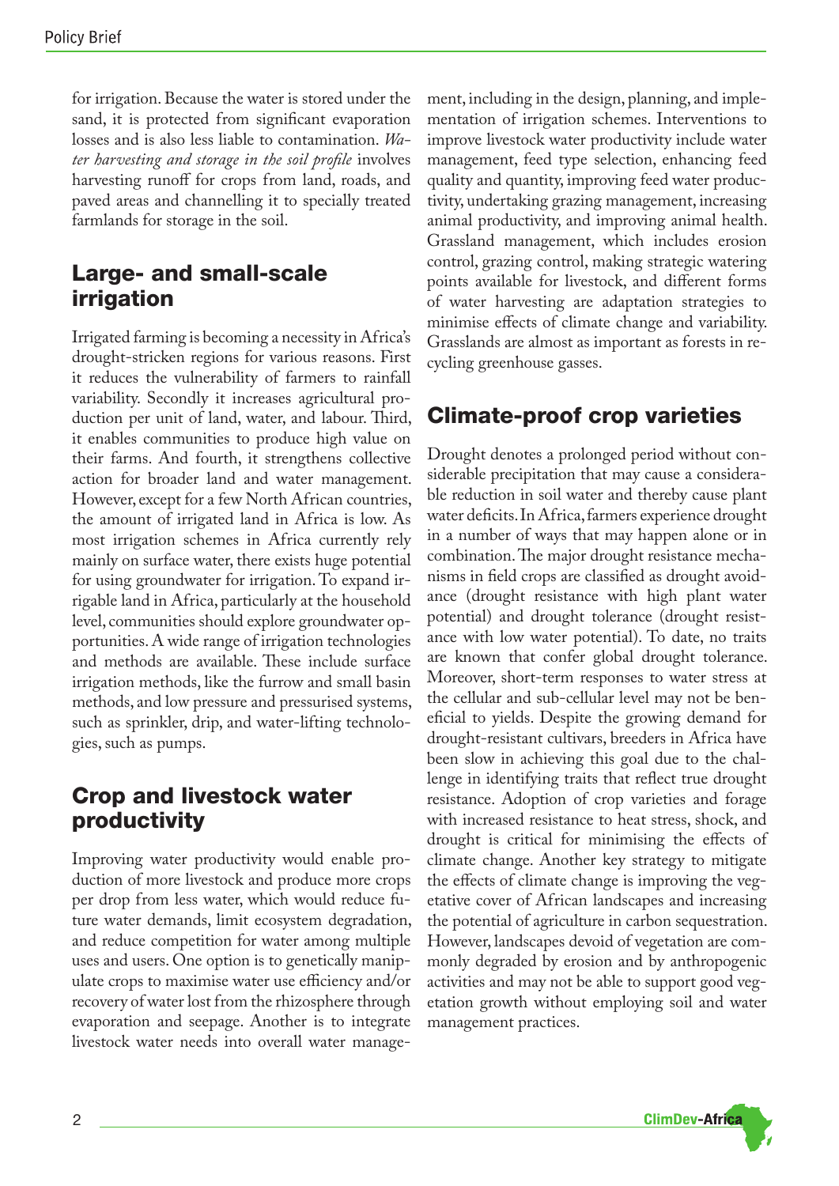for irrigation. Because the water is stored under the sand, it is protected from significant evaporation losses and is also less liable to contamination. *Water harvesting and storage in the soil profile* involves harvesting runoff for crops from land, roads, and paved areas and channelling it to specially treated farmlands for storage in the soil.

## Large- and small-scale irrigation

Irrigated farming is becoming a necessity in Africa's drought-stricken regions for various reasons. First it reduces the vulnerability of farmers to rainfall variability. Secondly it increases agricultural production per unit of land, water, and labour. Third, it enables communities to produce high value on their farms. And fourth, it strengthens collective action for broader land and water management. However, except for a few North African countries, the amount of irrigated land in Africa is low. As most irrigation schemes in Africa currently rely mainly on surface water, there exists huge potential for using groundwater for irrigation. To expand irrigable land in Africa, particularly at the household level, communities should explore groundwater opportunities. A wide range of irrigation technologies and methods are available. These include surface irrigation methods, like the furrow and small basin methods, and low pressure and pressurised systems, such as sprinkler, drip, and water-lifting technologies, such as pumps.

## Crop and livestock water productivity

Improving water productivity would enable production of more livestock and produce more crops per drop from less water, which would reduce future water demands, limit ecosystem degradation, and reduce competition for water among multiple uses and users. One option is to genetically manipulate crops to maximise water use efficiency and/or recovery of water lost from the rhizosphere through evaporation and seepage. Another is to integrate livestock water needs into overall water management, including in the design, planning, and implementation of irrigation schemes. Interventions to improve livestock water productivity include water management, feed type selection, enhancing feed quality and quantity, improving feed water productivity, undertaking grazing management, increasing animal productivity, and improving animal health. Grassland management, which includes erosion control, grazing control, making strategic watering points available for livestock, and different forms of water harvesting are adaptation strategies to minimise effects of climate change and variability. Grasslands are almost as important as forests in recycling greenhouse gasses.

## Climate-proof crop varieties

Drought denotes a prolonged period without considerable precipitation that may cause a considerable reduction in soil water and thereby cause plant water deficits. In Africa, farmers experience drought in a number of ways that may happen alone or in combination. The major drought resistance mechanisms in field crops are classified as drought avoidance (drought resistance with high plant water potential) and drought tolerance (drought resistance with low water potential). To date, no traits are known that confer global drought tolerance. Moreover, short-term responses to water stress at the cellular and sub-cellular level may not be beneficial to yields. Despite the growing demand for drought-resistant cultivars, breeders in Africa have been slow in achieving this goal due to the challenge in identifying traits that reflect true drought resistance. Adoption of crop varieties and forage with increased resistance to heat stress, shock, and drought is critical for minimising the effects of climate change. Another key strategy to mitigate the effects of climate change is improving the vegetative cover of African landscapes and increasing the potential of agriculture in carbon sequestration. However, landscapes devoid of vegetation are commonly degraded by erosion and by anthropogenic activities and may not be able to support good vegetation growth without employing soil and water management practices.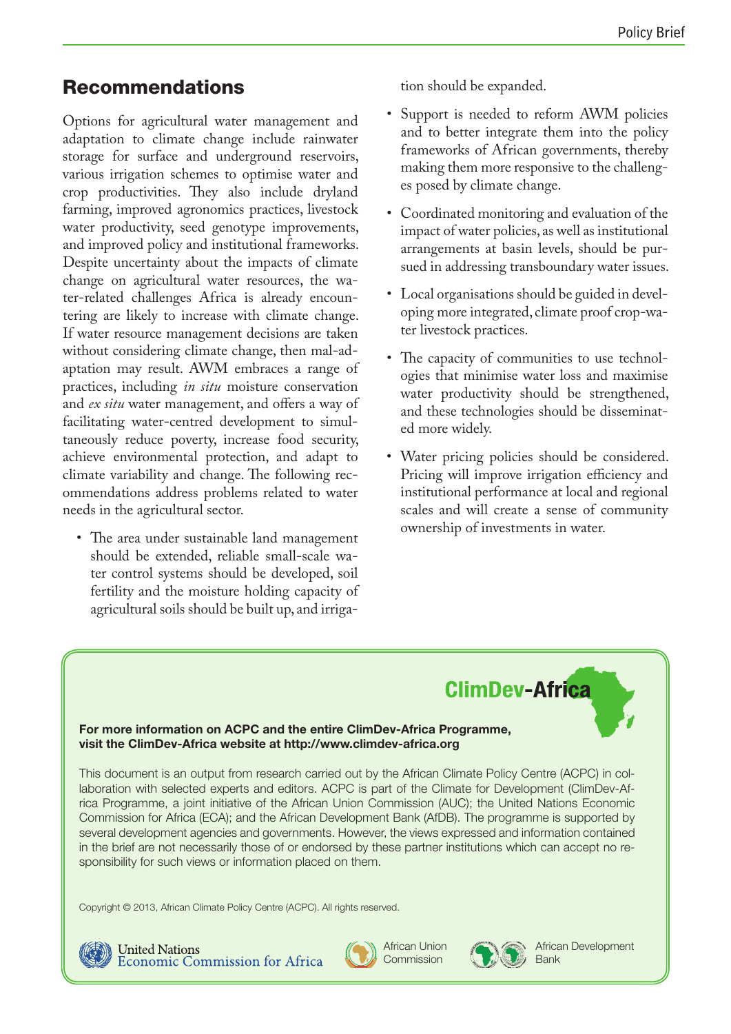## Recommendations

Options for agricultural water management and adaptation to climate change include rainwater storage for surface and underground reservoirs, various irrigation schemes to optimise water and crop productivities. They also include dryland farming, improved agronomics practices, livestock water productivity, seed genotype improvements, and improved policy and institutional frameworks. Despite uncertainty about the impacts of climate change on agricultural water resources, the water-related challenges Africa is already encountering are likely to increase with climate change. If water resource management decisions are taken without considering climate change, then mal-adaptation may result. AWM embraces a range of practices, including *in situ* moisture conservation and *ex situ* water management, and offers a way of facilitating water-centred development to simultaneously reduce poverty, increase food security, achieve environmental protection, and adapt to climate variability and change. The following recommendations address problems related to water needs in the agricultural sector.

- The area under sustainable land management should be extended, reliable small-scale water control systems should be developed, soil fertility and the moisture holding capacity of agricultural soils should be built up, and irrigation should be expanded.
- Support is needed to reform AWM policies and to better integrate them into the policy frameworks of African governments, thereby making them more responsive to the challenges posed by climate change.
- Coordinated monitoring and evaluation of the impact of water policies, as well as institutional arrangements at basin levels, should be pursued in addressing transboundary water issues.
- Local organisations should be guided in developing more integrated, climate proof crop-water livestock practices.
- The capacity of communities to use technologies that minimise water loss and maximise water productivity should be strengthened, and these technologies should be disseminated more widely.
- Water pricing policies should be considered. Pricing will improve irrigation efficiency and institutional performance at local and regional scales and will create a sense of community ownership of investments in water.

ClimDev-Africa

**For more information on ACPC and the entire ClimDev-Africa Programme, visit the ClimDev-Africa website at http://www.climdev-africa.org**

This document is an output from research carried out by the African Climate Policy Centre (ACPC) in collaboration with selected experts and editors. ACPC is part of the Climate for Development (ClimDev-Africa Programme, a joint initiative of the African Union Commission (AUC); the United Nations Economic Commission for Africa (ECA); and the African Development Bank (AfDB). The programme is supported by several development agencies and governments. However, the views expressed and information contained in the brief are not necessarily those of or endorsed by these partner institutions which can accept no responsibility for such views or information placed on them.

Copyright © 2013, African Climate Policy Centre (ACPC). All rights reserved.

United Nations Economic Commission for Africa

African Union Commission

African Development Bank